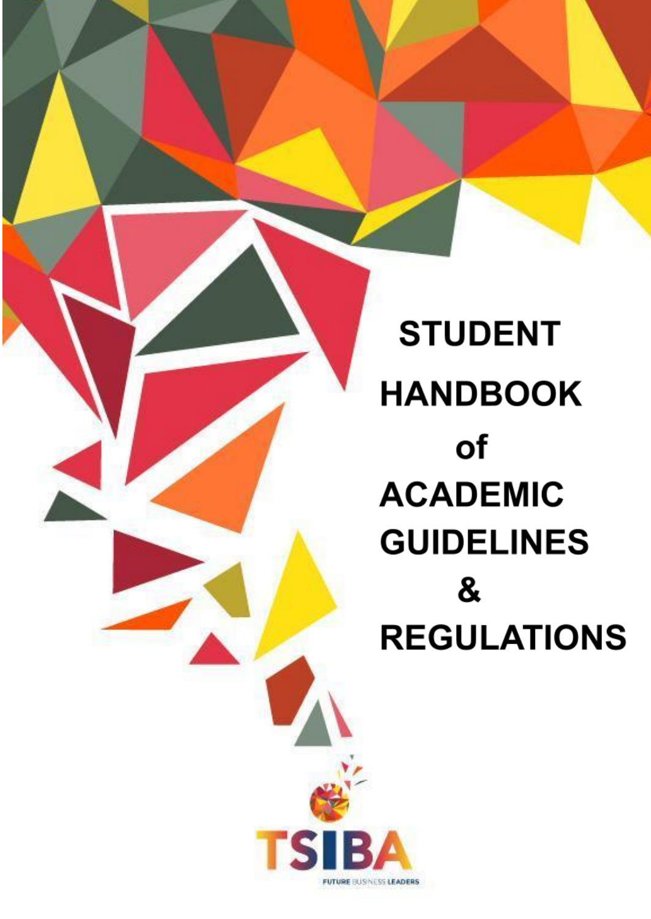# STUDENT HANDBOOK of ACADEMIC GUIDELINES & REGULATIONS

TSIBA

FUTURE BUSINESS LEADERS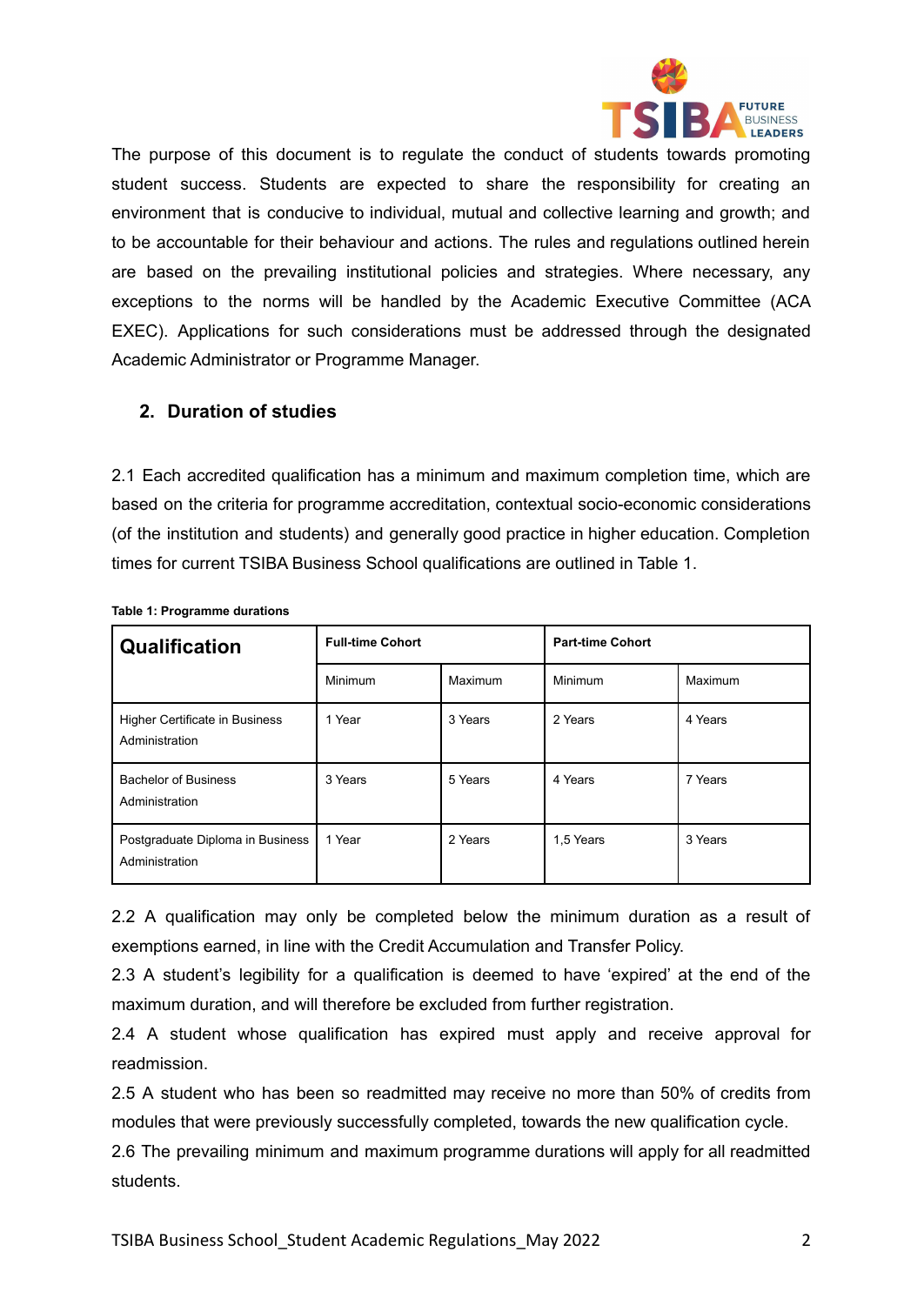The purpose of this document is to regulate the conduct of students towards promoting student success. Students are expected to share the responsibility for creating an environment that is conducive to individual, mutual and collective learning and growth; and to be accountable for their behaviour and actions. The rules and regulations outlined herein are based on the prevailing institutional policies and strategies. Where necessary, any exceptions to the norms will be handled by the Academic Executive Committee (ACA EXEC). Applications for such considerations must be addressed through the designated Academic Administrator or Programme Manager.

## 2. Duration of studies

2.1 Each accredited qualification has a minimum and maximum completion time, which are based on the criteria for programme accreditation, contextual socio-economic considerations (of the institution and students) and generally good practice in higher education. Completion times for current TSIBA Business School qualifications are outlined in Table 1.

**Table 1: Programme durations**

| Qualification | Full-time Cohort | | Part-time Cohort | |
|---|---|---|---|---|
| | Minimum | Maximum | Minimum | Maximum |
| Higher Certificate in Business Administration | 1 Year | 3 Years | 2 Years | 4 Years |
| Bachelor of Business Administration | 3 Years | 5 Years | 4 Years | 7 Years |
| Postgraduate Diploma in Business Administration | 1 Year | 2 Years | 1,5 Years | 3 Years |

2.2 A qualification may only be completed below the minimum duration as a result of exemptions earned, in line with the Credit Accumulation and Transfer Policy.

2.3 A student's legibility for a qualification is deemed to have 'expired' at the end of the maximum duration, and will therefore be excluded from further registration.

2.4 A student whose qualification has expired must apply and receive approval for readmission.

2.5 A student who has been so readmitted may receive no more than 50% of credits from modules that were previously successfully completed, towards the new qualification cycle.

2.6 The prevailing minimum and maximum programme durations will apply for all readmitted students.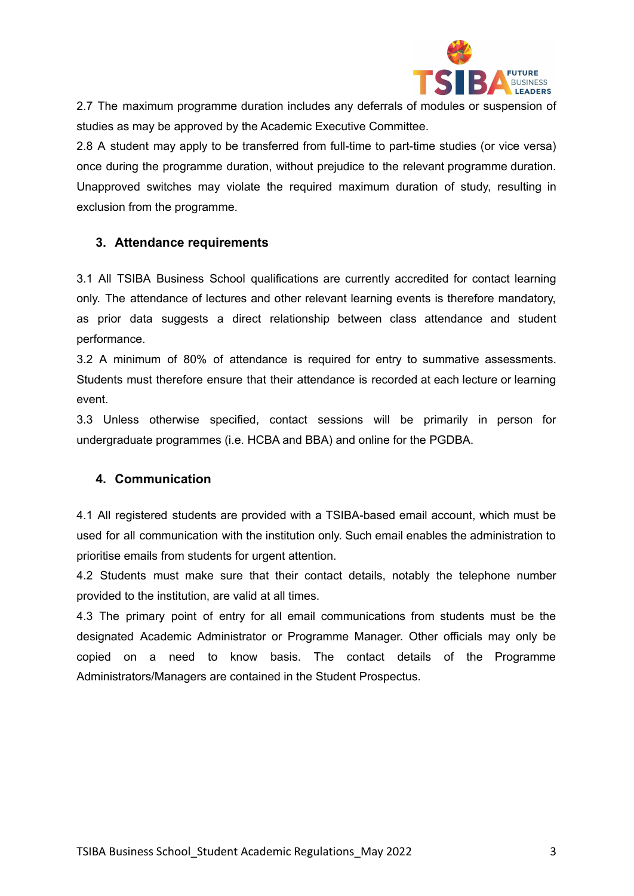2.7 The maximum programme duration includes any deferrals of modules or suspension of studies as may be approved by the Academic Executive Committee.

2.8 A student may apply to be transferred from full-time to part-time studies (or vice versa) once during the programme duration, without prejudice to the relevant programme duration. Unapproved switches may violate the required maximum duration of study, resulting in exclusion from the programme.

## 3. Attendance requirements

3.1 All TSIBA Business School qualifications are currently accredited for contact learning only. The attendance of lectures and other relevant learning events is therefore mandatory, as prior data suggests a direct relationship between class attendance and student performance.

3.2 A minimum of 80% of attendance is required for entry to summative assessments. Students must therefore ensure that their attendance is recorded at each lecture or learning event.

3.3 Unless otherwise specified, contact sessions will be primarily in person for undergraduate programmes (i.e. HCBA and BBA) and online for the PGDBA.

## 4. Communication

4.1 All registered students are provided with a TSIBA-based email account, which must be used for all communication with the institution only. Such email enables the administration to prioritise emails from students for urgent attention.

4.2 Students must make sure that their contact details, notably the telephone number provided to the institution, are valid at all times.

4.3 The primary point of entry for all email communications from students must be the designated Academic Administrator or Programme Manager. Other officials may only be copied on a need to know basis. The contact details of the Programme Administrators/Managers are contained in the Student Prospectus.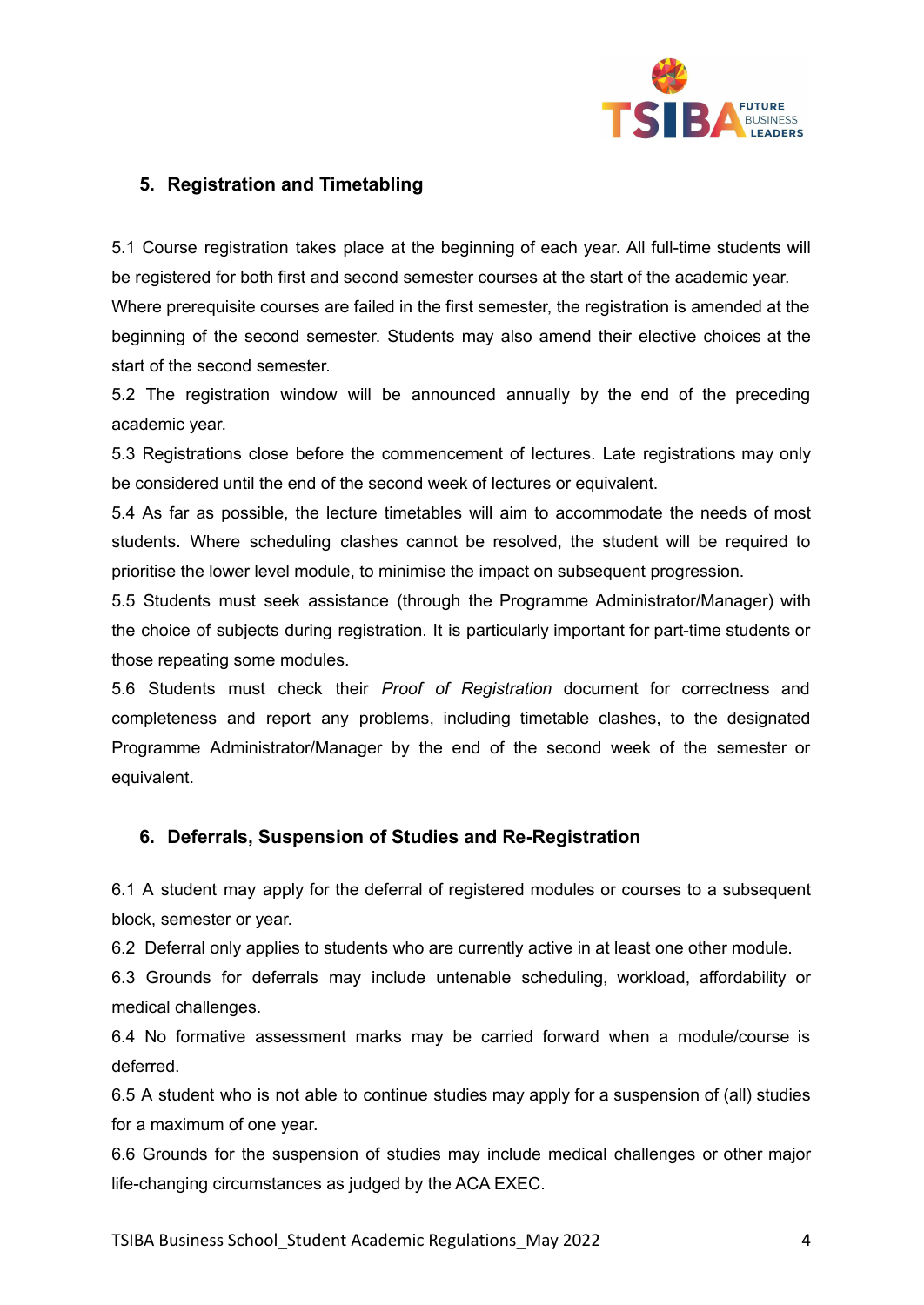## 5. Registration and Timetabling

5.1 Course registration takes place at the beginning of each year. All full-time students will be registered for both first and second semester courses at the start of the academic year. Where prerequisite courses are failed in the first semester, the registration is amended at the beginning of the second semester. Students may also amend their elective choices at the start of the second semester.

5.2 The registration window will be announced annually by the end of the preceding academic year.

5.3 Registrations close before the commencement of lectures. Late registrations may only be considered until the end of the second week of lectures or equivalent.

5.4 As far as possible, the lecture timetables will aim to accommodate the needs of most students. Where scheduling clashes cannot be resolved, the student will be required to prioritise the lower level module, to minimise the impact on subsequent progression.

5.5 Students must seek assistance (through the Programme Administrator/Manager) with the choice of subjects during registration. It is particularly important for part-time students or those repeating some modules.

5.6 Students must check their *Proof of Registration* document for correctness and completeness and report any problems, including timetable clashes, to the designated Programme Administrator/Manager by the end of the second week of the semester or equivalent.

## 6. Deferrals, Suspension of Studies and Re-Registration

6.1 A student may apply for the deferral of registered modules or courses to a subsequent block, semester or year.

6.2 Deferral only applies to students who are currently active in at least one other module.

6.3 Grounds for deferrals may include untenable scheduling, workload, affordability or medical challenges.

6.4 No formative assessment marks may be carried forward when a module/course is deferred.

6.5 A student who is not able to continue studies may apply for a suspension of (all) studies for a maximum of one year.

6.6 Grounds for the suspension of studies may include medical challenges or other major life-changing circumstances as judged by the ACA EXEC.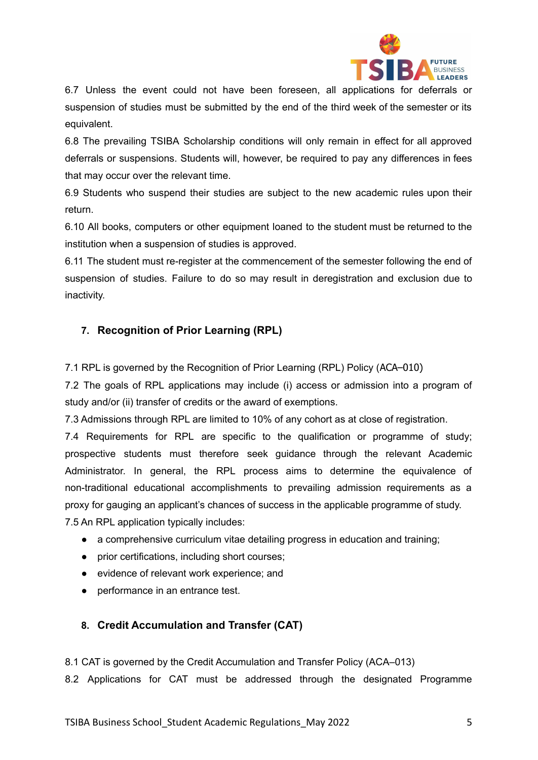6.7 Unless the event could not have been foreseen, all applications for deferrals or suspension of studies must be submitted by the end of the third week of the semester or its equivalent.

6.8 The prevailing TSIBA Scholarship conditions will only remain in effect for all approved deferrals or suspensions. Students will, however, be required to pay any differences in fees that may occur over the relevant time.

6.9 Students who suspend their studies are subject to the new academic rules upon their return.

6.10 All books, computers or other equipment loaned to the student must be returned to the institution when a suspension of studies is approved.

6.11 The student must re-register at the commencement of the semester following the end of suspension of studies. Failure to do so may result in deregistration and exclusion due to inactivity.

## 7. Recognition of Prior Learning (RPL)

7.1 RPL is governed by the Recognition of Prior Learning (RPL) Policy (ACA–010)

7.2 The goals of RPL applications may include (i) access or admission into a program of study and/or (ii) transfer of credits or the award of exemptions.

7.3 Admissions through RPL are limited to 10% of any cohort as at close of registration.

7.4 Requirements for RPL are specific to the qualification or programme of study; prospective students must therefore seek guidance through the relevant Academic Administrator. In general, the RPL process aims to determine the equivalence of non-traditional educational accomplishments to prevailing admission requirements as a proxy for gauging an applicant's chances of success in the applicable programme of study.

7.5 An RPL application typically includes:

- a comprehensive curriculum vitae detailing progress in education and training;
- prior certifications, including short courses;
- evidence of relevant work experience; and
- performance in an entrance test.

## 8. Credit Accumulation and Transfer (CAT)

8.1 CAT is governed by the Credit Accumulation and Transfer Policy (ACA–013)

8.2 Applications for CAT must be addressed through the designated Programme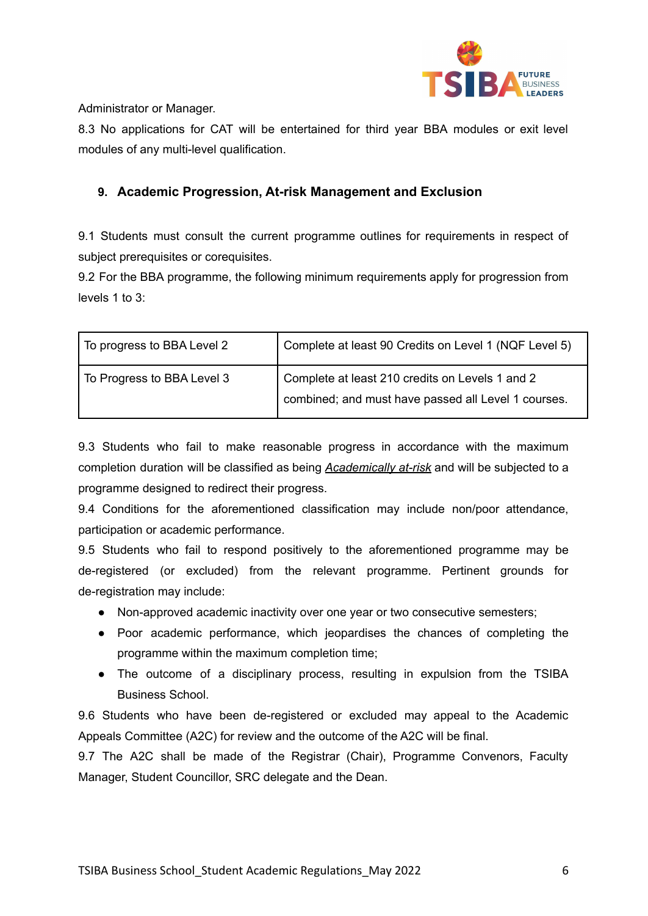Administrator or Manager.

8.3 No applications for CAT will be entertained for third year BBA modules or exit level modules of any multi-level qualification.

## 9. Academic Progression, At-risk Management and Exclusion

9.1 Students must consult the current programme outlines for requirements in respect of subject prerequisites or corequisites.

9.2 For the BBA programme, the following minimum requirements apply for progression from levels 1 to 3:

| To progress to BBA Level 2 | Complete at least 90 Credits on Level 1 (NQF Level 5) |
| --- | --- |
| To Progress to BBA Level 3 | Complete at least 210 credits on Levels 1 and 2 combined; and must have passed all Level 1 courses. |

9.3 Students who fail to make reasonable progress in accordance with the maximum completion duration will be classified as being *Academically at-risk* and will be subjected to a programme designed to redirect their progress.

9.4 Conditions for the aforementioned classification may include non/poor attendance, participation or academic performance.

9.5 Students who fail to respond positively to the aforementioned programme may be de-registered (or excluded) from the relevant programme. Pertinent grounds for de-registration may include:

- Non-approved academic inactivity over one year or two consecutive semesters;
- Poor academic performance, which jeopardises the chances of completing the programme within the maximum completion time;
- The outcome of a disciplinary process, resulting in expulsion from the TSIBA Business School.

9.6 Students who have been de-registered or excluded may appeal to the Academic Appeals Committee (A2C) for review and the outcome of the A2C will be final.

9.7 The A2C shall be made of the Registrar (Chair), Programme Convenors, Faculty Manager, Student Councillor, SRC delegate and the Dean.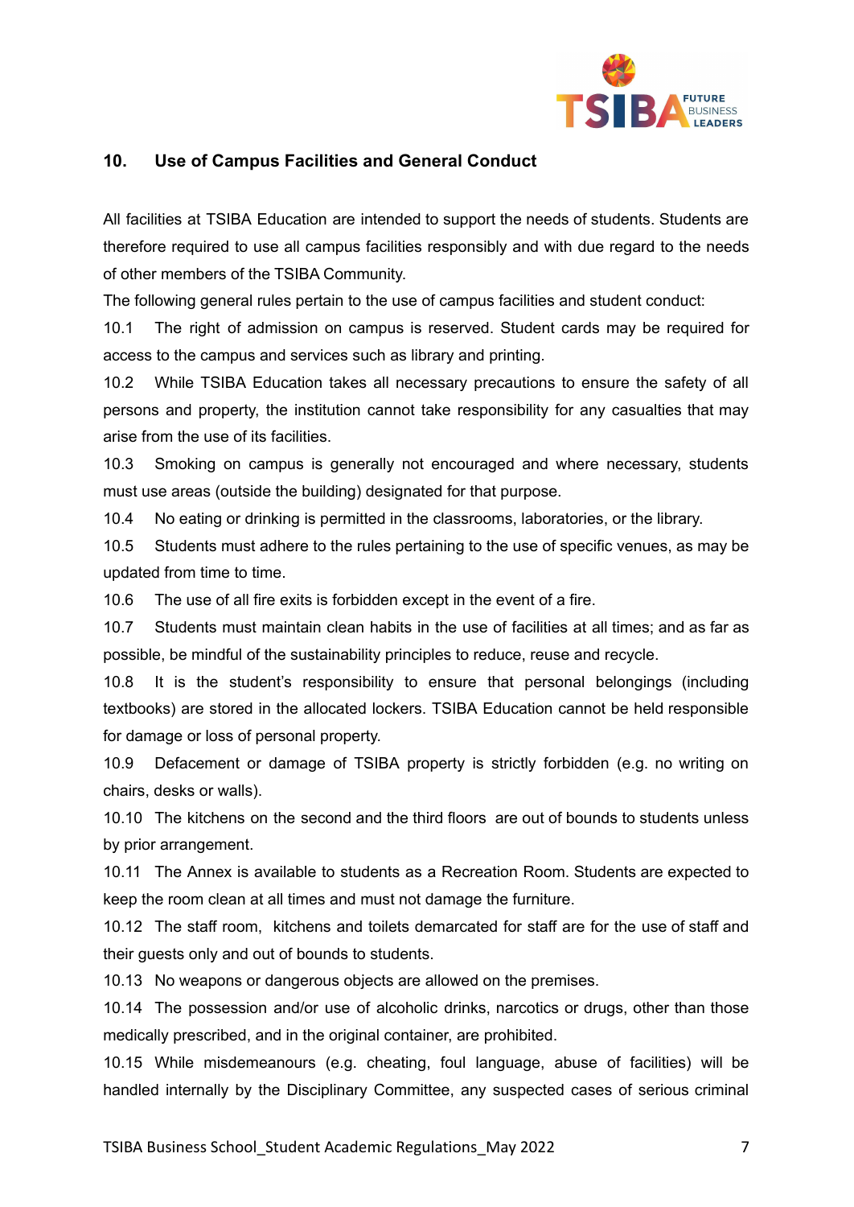## 10. Use of Campus Facilities and General Conduct

All facilities at TSIBA Education are intended to support the needs of students. Students are therefore required to use all campus facilities responsibly and with due regard to the needs of other members of the TSIBA Community.

The following general rules pertain to the use of campus facilities and student conduct:

10.1 The right of admission on campus is reserved. Student cards may be required for access to the campus and services such as library and printing.

10.2 While TSIBA Education takes all necessary precautions to ensure the safety of all persons and property, the institution cannot take responsibility for any casualties that may arise from the use of its facilities.

10.3 Smoking on campus is generally not encouraged and where necessary, students must use areas (outside the building) designated for that purpose.

10.4 No eating or drinking is permitted in the classrooms, laboratories, or the library.

10.5 Students must adhere to the rules pertaining to the use of specific venues, as may be updated from time to time.

10.6 The use of all fire exits is forbidden except in the event of a fire.

10.7 Students must maintain clean habits in the use of facilities at all times; and as far as possible, be mindful of the sustainability principles to reduce, reuse and recycle.

10.8 It is the student's responsibility to ensure that personal belongings (including textbooks) are stored in the allocated lockers. TSIBA Education cannot be held responsible for damage or loss of personal property.

10.9 Defacement or damage of TSIBA property is strictly forbidden (e.g. no writing on chairs, desks or walls).

10.10 The kitchens on the second and the third floors are out of bounds to students unless by prior arrangement.

10.11 The Annex is available to students as a Recreation Room. Students are expected to keep the room clean at all times and must not damage the furniture.

10.12 The staff room, kitchens and toilets demarcated for staff are for the use of staff and their guests only and out of bounds to students.

10.13 No weapons or dangerous objects are allowed on the premises.

10.14 The possession and/or use of alcoholic drinks, narcotics or drugs, other than those medically prescribed, and in the original container, are prohibited.

10.15 While misdemeanours (e.g. cheating, foul language, abuse of facilities) will be handled internally by the Disciplinary Committee, any suspected cases of serious criminal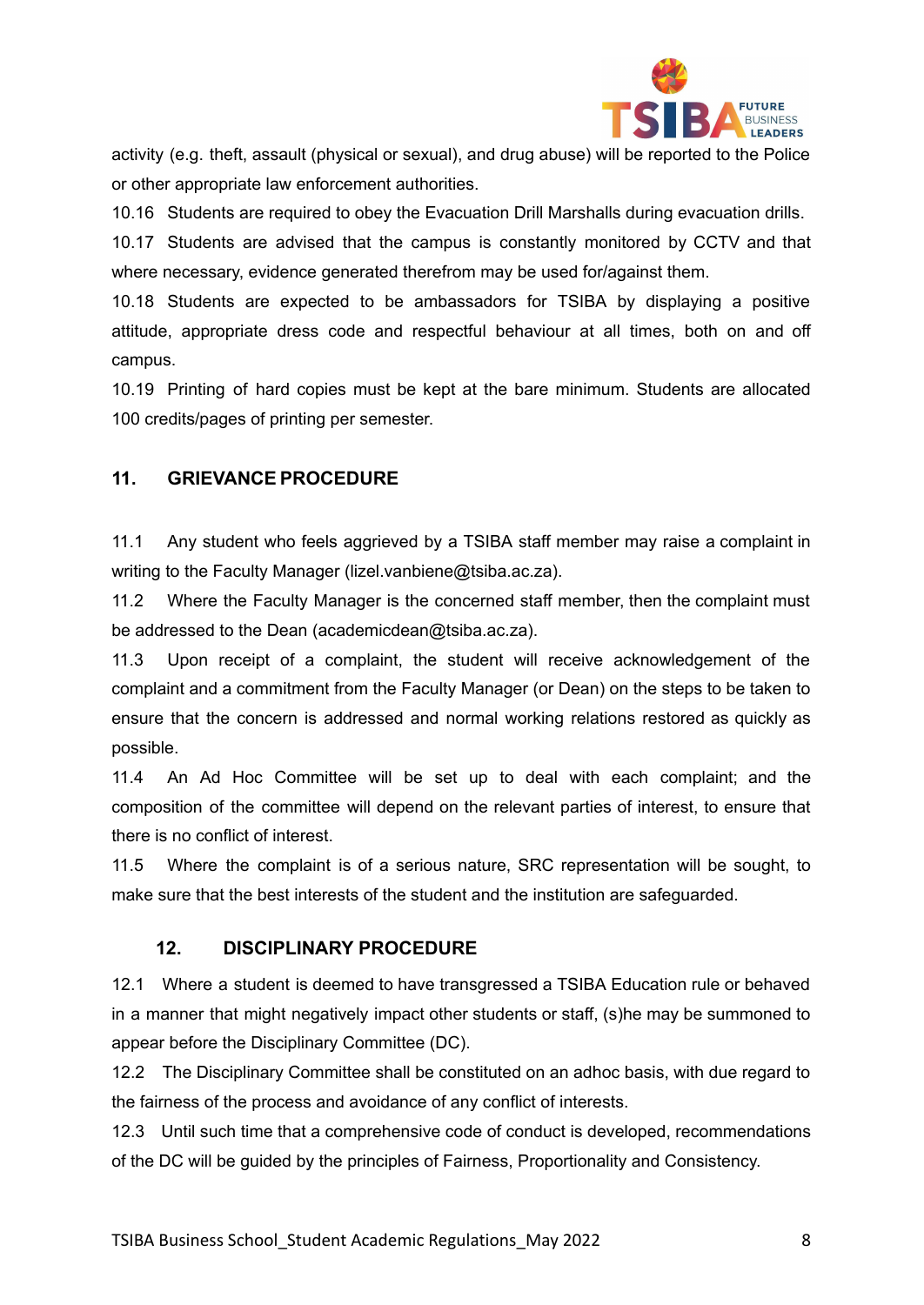activity (e.g. theft, assault (physical or sexual), and drug abuse) will be reported to the Police or other appropriate law enforcement authorities.

10.16 Students are required to obey the Evacuation Drill Marshalls during evacuation drills.

10.17 Students are advised that the campus is constantly monitored by CCTV and that where necessary, evidence generated therefrom may be used for/against them.

10.18 Students are expected to be ambassadors for TSIBA by displaying a positive attitude, appropriate dress code and respectful behaviour at all times, both on and off campus.

10.19 Printing of hard copies must be kept at the bare minimum. Students are allocated 100 credits/pages of printing per semester.

## 11. GRIEVANCE PROCEDURE

11.1 Any student who feels aggrieved by a TSIBA staff member may raise a complaint in writing to the Faculty Manager (lizel.vanbiene@tsiba.ac.za).

11.2 Where the Faculty Manager is the concerned staff member, then the complaint must be addressed to the Dean (academicdean@tsiba.ac.za).

11.3 Upon receipt of a complaint, the student will receive acknowledgement of the complaint and a commitment from the Faculty Manager (or Dean) on the steps to be taken to ensure that the concern is addressed and normal working relations restored as quickly as possible.

11.4 An Ad Hoc Committee will be set up to deal with each complaint; and the composition of the committee will depend on the relevant parties of interest, to ensure that there is no conflict of interest.

11.5 Where the complaint is of a serious nature, SRC representation will be sought, to make sure that the best interests of the student and the institution are safeguarded.

## 12. DISCIPLINARY PROCEDURE

12.1 Where a student is deemed to have transgressed a TSIBA Education rule or behaved in a manner that might negatively impact other students or staff, (s)he may be summoned to appear before the Disciplinary Committee (DC).

12.2 The Disciplinary Committee shall be constituted on an adhoc basis, with due regard to the fairness of the process and avoidance of any conflict of interests.

12.3 Until such time that a comprehensive code of conduct is developed, recommendations of the DC will be guided by the principles of Fairness, Proportionality and Consistency.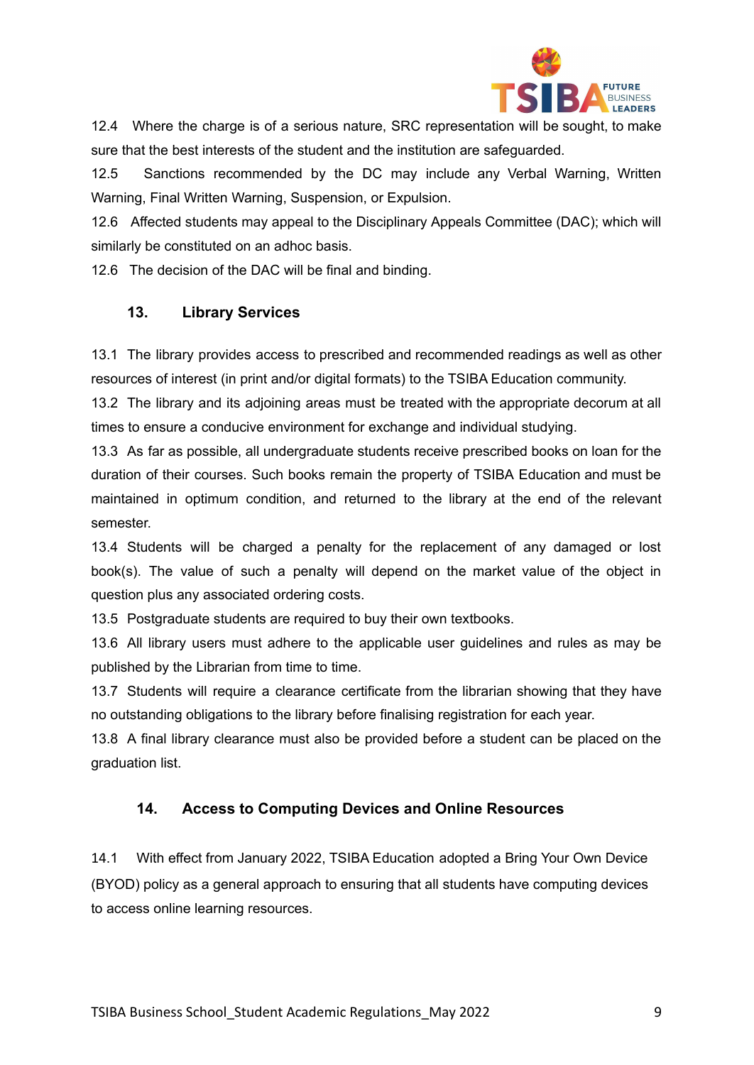12.4 Where the charge is of a serious nature, SRC representation will be sought, to make sure that the best interests of the student and the institution are safeguarded.

12.5 Sanctions recommended by the DC may include any Verbal Warning, Written Warning, Final Written Warning, Suspension, or Expulsion.

12.6 Affected students may appeal to the Disciplinary Appeals Committee (DAC); which will similarly be constituted on an adhoc basis.

12.6 The decision of the DAC will be final and binding.

## 13. Library Services

13.1 The library provides access to prescribed and recommended readings as well as other resources of interest (in print and/or digital formats) to the TSIBA Education community.

13.2 The library and its adjoining areas must be treated with the appropriate decorum at all times to ensure a conducive environment for exchange and individual studying.

13.3 As far as possible, all undergraduate students receive prescribed books on loan for the duration of their courses. Such books remain the property of TSIBA Education and must be maintained in optimum condition, and returned to the library at the end of the relevant semester.

13.4 Students will be charged a penalty for the replacement of any damaged or lost book(s). The value of such a penalty will depend on the market value of the object in question plus any associated ordering costs.

13.5 Postgraduate students are required to buy their own textbooks.

13.6 All library users must adhere to the applicable user guidelines and rules as may be published by the Librarian from time to time.

13.7 Students will require a clearance certificate from the librarian showing that they have no outstanding obligations to the library before finalising registration for each year.

13.8 A final library clearance must also be provided before a student can be placed on the graduation list.

## 14. Access to Computing Devices and Online Resources

14.1 With effect from January 2022, TSIBA Education adopted a Bring Your Own Device (BYOD) policy as a general approach to ensuring that all students have computing devices to access online learning resources.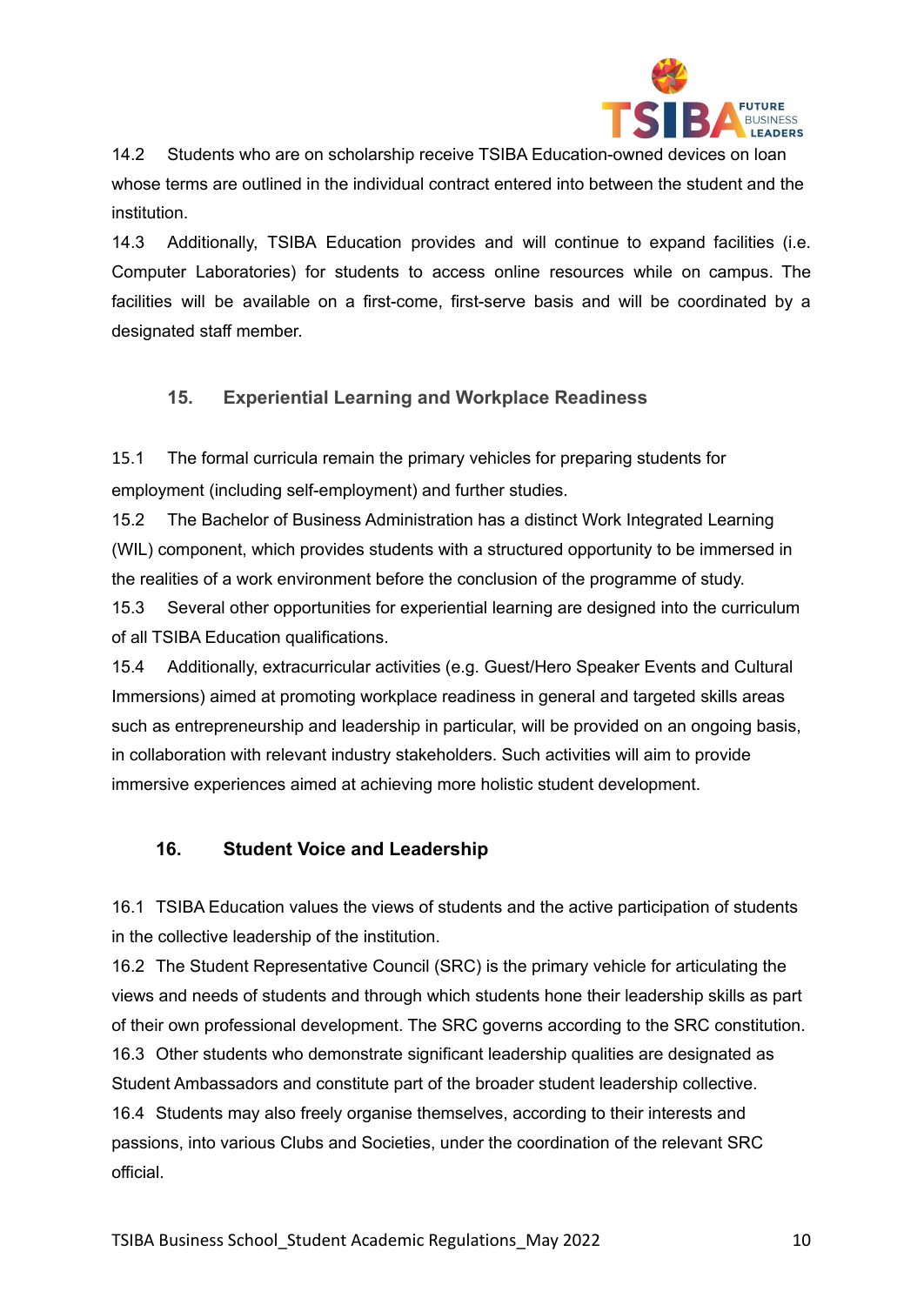14.2 Students who are on scholarship receive TSIBA Education-owned devices on loan whose terms are outlined in the individual contract entered into between the student and the institution.

14.3 Additionally, TSIBA Education provides and will continue to expand facilities (i.e. Computer Laboratories) for students to access online resources while on campus. The facilities will be available on a first-come, first-serve basis and will be coordinated by a designated staff member.

## 15. Experiential Learning and Workplace Readiness

15.1 The formal curricula remain the primary vehicles for preparing students for employment (including self-employment) and further studies.

15.2 The Bachelor of Business Administration has a distinct Work Integrated Learning (WIL) component, which provides students with a structured opportunity to be immersed in the realities of a work environment before the conclusion of the programme of study.

15.3 Several other opportunities for experiential learning are designed into the curriculum of all TSIBA Education qualifications.

15.4 Additionally, extracurricular activities (e.g. Guest/Hero Speaker Events and Cultural Immersions) aimed at promoting workplace readiness in general and targeted skills areas such as entrepreneurship and leadership in particular, will be provided on an ongoing basis, in collaboration with relevant industry stakeholders. Such activities will aim to provide immersive experiences aimed at achieving more holistic student development.

## 16. Student Voice and Leadership

16.1 TSIBA Education values the views of students and the active participation of students in the collective leadership of the institution.

16.2 The Student Representative Council (SRC) is the primary vehicle for articulating the views and needs of students and through which students hone their leadership skills as part of their own professional development. The SRC governs according to the SRC constitution.

16.3 Other students who demonstrate significant leadership qualities are designated as Student Ambassadors and constitute part of the broader student leadership collective.

16.4 Students may also freely organise themselves, according to their interests and passions, into various Clubs and Societies, under the coordination of the relevant SRC official.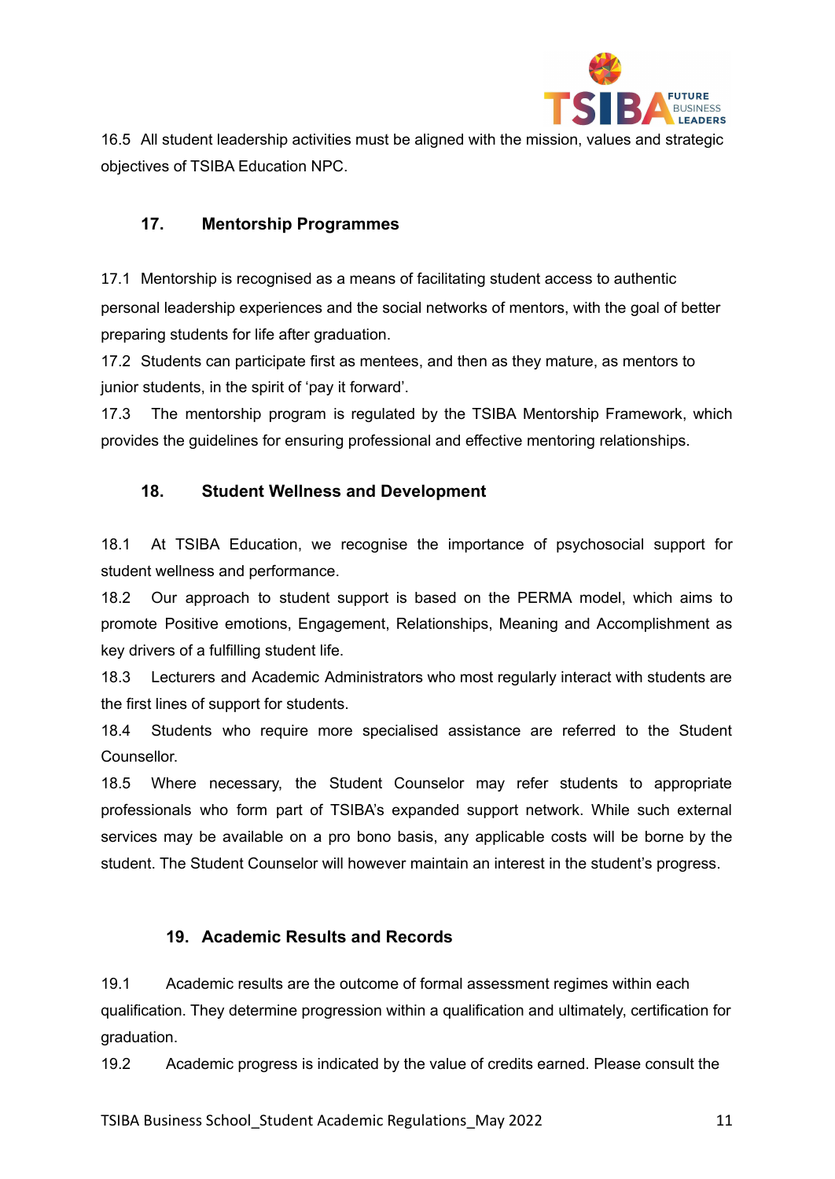16.5 All student leadership activities must be aligned with the mission, values and strategic objectives of TSIBA Education NPC.

## 17. Mentorship Programmes

17.1 Mentorship is recognised as a means of facilitating student access to authentic personal leadership experiences and the social networks of mentors, with the goal of better preparing students for life after graduation.

17.2 Students can participate first as mentees, and then as they mature, as mentors to junior students, in the spirit of 'pay it forward'.

17.3 The mentorship program is regulated by the TSIBA Mentorship Framework, which provides the guidelines for ensuring professional and effective mentoring relationships.

## 18. Student Wellness and Development

18.1 At TSIBA Education, we recognise the importance of psychosocial support for student wellness and performance.

18.2 Our approach to student support is based on the PERMA model, which aims to promote Positive emotions, Engagement, Relationships, Meaning and Accomplishment as key drivers of a fulfilling student life.

18.3 Lecturers and Academic Administrators who most regularly interact with students are the first lines of support for students.

18.4 Students who require more specialised assistance are referred to the Student Counsellor.

18.5 Where necessary, the Student Counselor may refer students to appropriate professionals who form part of TSIBA's expanded support network. While such external services may be available on a pro bono basis, any applicable costs will be borne by the student. The Student Counselor will however maintain an interest in the student's progress.

## 19. Academic Results and Records

19.1 Academic results are the outcome of formal assessment regimes within each qualification. They determine progression within a qualification and ultimately, certification for graduation.

19.2 Academic progress is indicated by the value of credits earned. Please consult the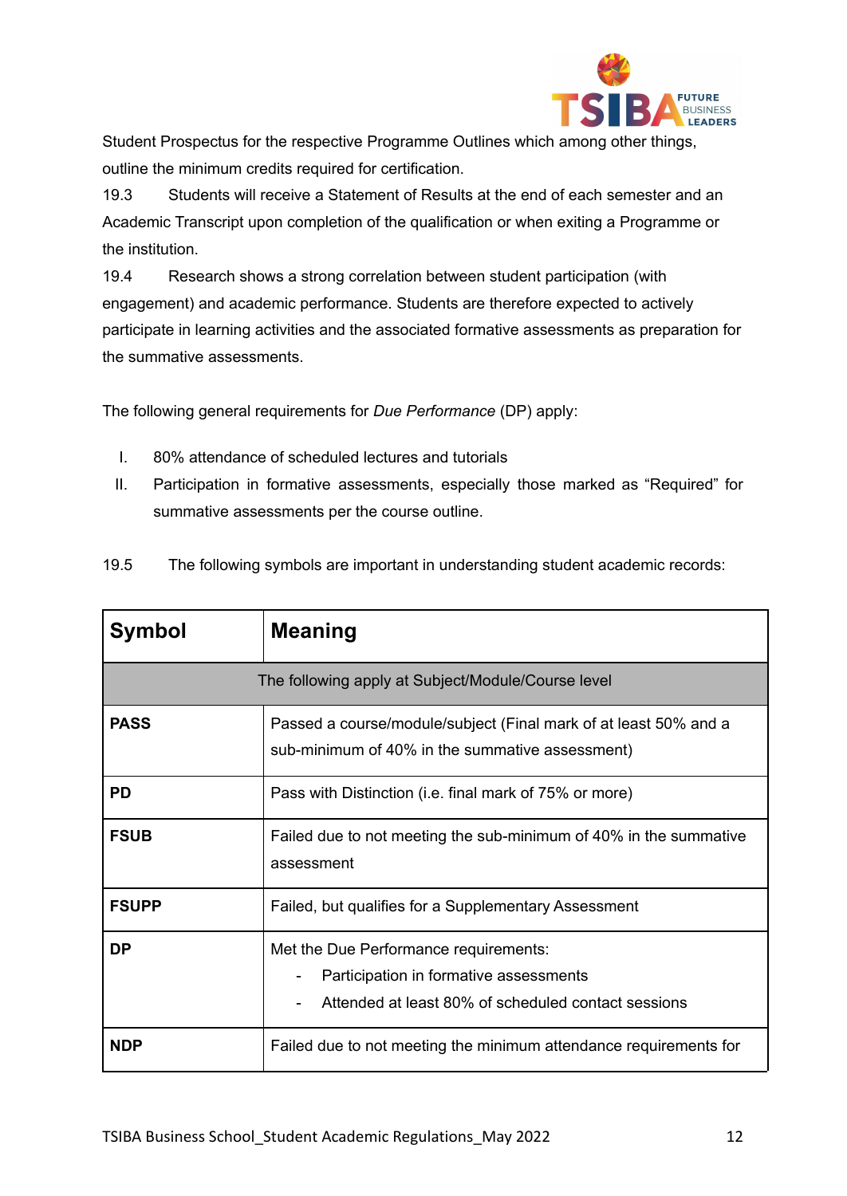Student Prospectus for the respective Programme Outlines which among other things, outline the minimum credits required for certification.

19.3 Students will receive a Statement of Results at the end of each semester and an Academic Transcript upon completion of the qualification or when exiting a Programme or the institution.

19.4 Research shows a strong correlation between student participation (with engagement) and academic performance. Students are therefore expected to actively participate in learning activities and the associated formative assessments as preparation for the summative assessments.

The following general requirements for *Due Performance* (DP) apply:

I. 80% attendance of scheduled lectures and tutorials
II. Participation in formative assessments, especially those marked as "Required" for summative assessments per the course outline.

19.5 The following symbols are important in understanding student academic records:

| Symbol | Meaning |
|---|---|
| The following apply at Subject/Module/Course level | |
| **PASS** | Passed a course/module/subject (Final mark of at least 50% and a sub-minimum of 40% in the summative assessment) |
| **PD** | Pass with Distinction (i.e. final mark of 75% or more) |
| **FSUB** | Failed due to not meeting the sub-minimum of 40% in the summative assessment |
| **FSUPP** | Failed, but qualifies for a Supplementary Assessment |
| **DP** | Met the Due Performance requirements:<br>- Participation in formative assessments<br>- Attended at least 80% of scheduled contact sessions |
| **NDP** | Failed due to not meeting the minimum attendance requirements for |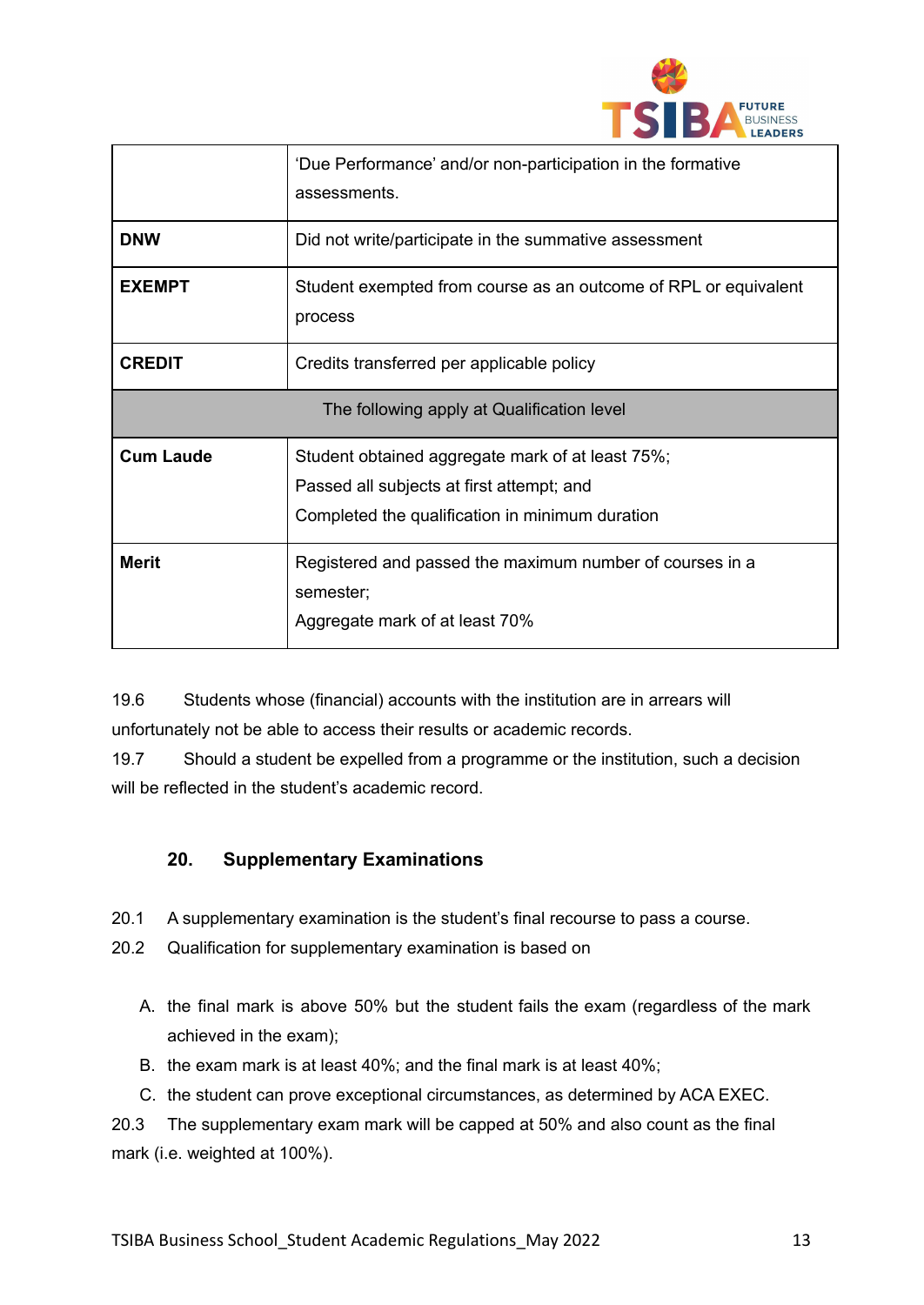|  |  |
|---|---|
|  | 'Due Performance' and/or non-participation in the formative assessments. |
| **DNW** | Did not write/participate in the summative assessment |
| **EXEMPT** | Student exempted from course as an outcome of RPL or equivalent process |
| **CREDIT** | Credits transferred per applicable policy |
| The following apply at Qualification level | |
| **Cum Laude** | Student obtained aggregate mark of at least 75%;<br>Passed all subjects at first attempt; and<br>Completed the qualification in minimum duration |
| **Merit** | Registered and passed the maximum number of courses in a semester;<br>Aggregate mark of at least 70% |

19.6 Students whose (financial) accounts with the institution are in arrears will unfortunately not be able to access their results or academic records.

19.7 Should a student be expelled from a programme or the institution, such a decision will be reflected in the student's academic record.

## 20. Supplementary Examinations

20.1 A supplementary examination is the student's final recourse to pass a course.

20.2 Qualification for supplementary examination is based on

A. the final mark is above 50% but the student fails the exam (regardless of the mark achieved in the exam);
B. the exam mark is at least 40%; and the final mark is at least 40%;
C. the student can prove exceptional circumstances, as determined by ACA EXEC.

20.3 The supplementary exam mark will be capped at 50% and also count as the final mark (i.e. weighted at 100%).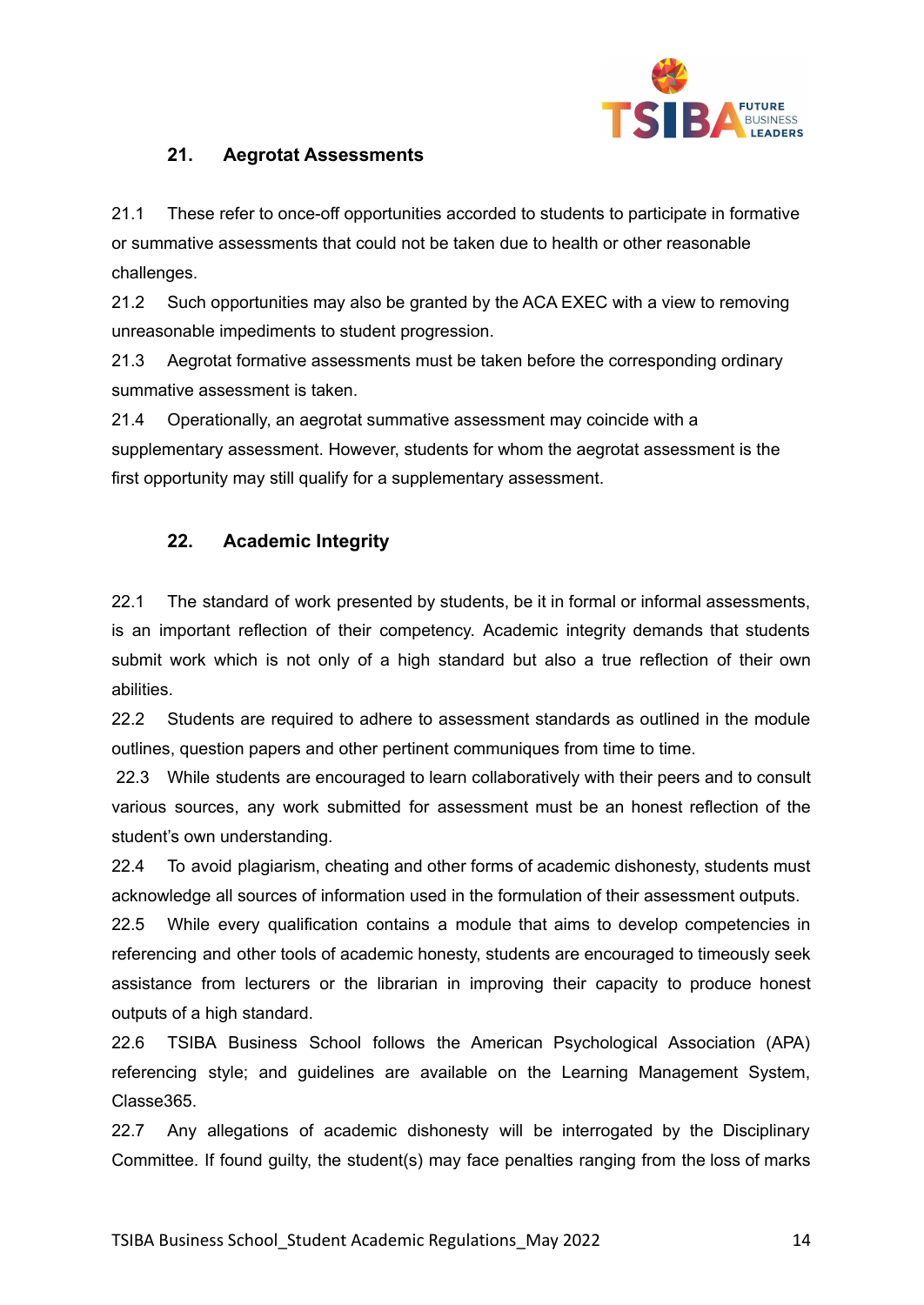## 21. Aegrotat Assessments

21.1 These refer to once-off opportunities accorded to students to participate in formative or summative assessments that could not be taken due to health or other reasonable challenges.

21.2 Such opportunities may also be granted by the ACA EXEC with a view to removing unreasonable impediments to student progression.

21.3 Aegrotat formative assessments must be taken before the corresponding ordinary summative assessment is taken.

21.4 Operationally, an aegrotat summative assessment may coincide with a supplementary assessment. However, students for whom the aegrotat assessment is the first opportunity may still qualify for a supplementary assessment.

## 22. Academic Integrity

22.1 The standard of work presented by students, be it in formal or informal assessments, is an important reflection of their competency. Academic integrity demands that students submit work which is not only of a high standard but also a true reflection of their own abilities.

22.2 Students are required to adhere to assessment standards as outlined in the module outlines, question papers and other pertinent communiques from time to time.

22.3 While students are encouraged to learn collaboratively with their peers and to consult various sources, any work submitted for assessment must be an honest reflection of the student's own understanding.

22.4 To avoid plagiarism, cheating and other forms of academic dishonesty, students must acknowledge all sources of information used in the formulation of their assessment outputs.

22.5 While every qualification contains a module that aims to develop competencies in referencing and other tools of academic honesty, students are encouraged to timeously seek assistance from lecturers or the librarian in improving their capacity to produce honest outputs of a high standard.

22.6 TSIBA Business School follows the American Psychological Association (APA) referencing style; and guidelines are available on the Learning Management System, Classe365.

22.7 Any allegations of academic dishonesty will be interrogated by the Disciplinary Committee. If found guilty, the student(s) may face penalties ranging from the loss of marks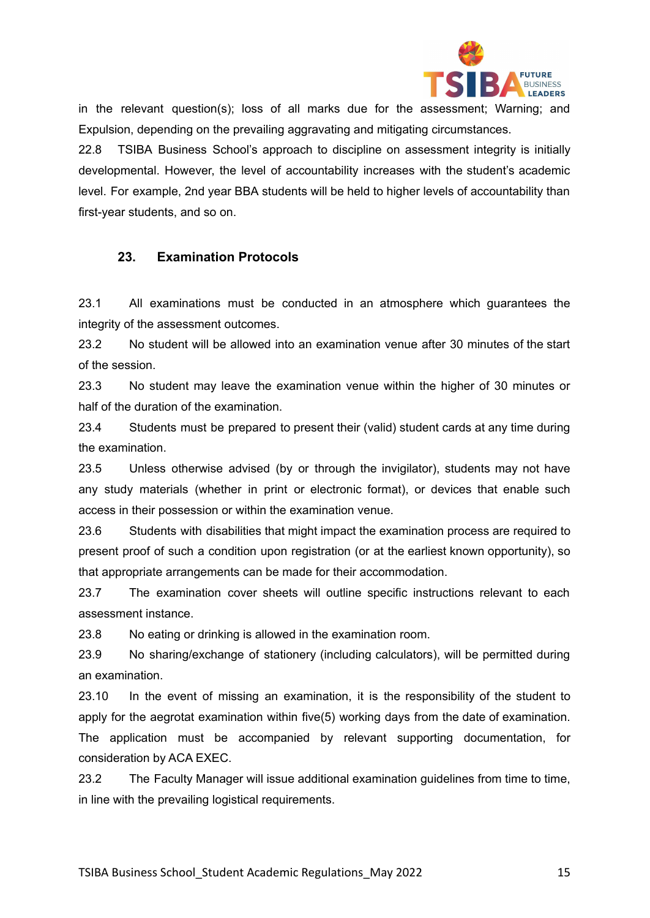in the relevant question(s); loss of all marks due for the assessment; Warning; and Expulsion, depending on the prevailing aggravating and mitigating circumstances.

22.8 TSIBA Business School's approach to discipline on assessment integrity is initially developmental. However, the level of accountability increases with the student's academic level. For example, 2nd year BBA students will be held to higher levels of accountability than first-year students, and so on.

## 23. Examination Protocols

23.1 All examinations must be conducted in an atmosphere which guarantees the integrity of the assessment outcomes.

23.2 No student will be allowed into an examination venue after 30 minutes of the start of the session.

23.3 No student may leave the examination venue within the higher of 30 minutes or half of the duration of the examination.

23.4 Students must be prepared to present their (valid) student cards at any time during the examination.

23.5 Unless otherwise advised (by or through the invigilator), students may not have any study materials (whether in print or electronic format), or devices that enable such access in their possession or within the examination venue.

23.6 Students with disabilities that might impact the examination process are required to present proof of such a condition upon registration (or at the earliest known opportunity), so that appropriate arrangements can be made for their accommodation.

23.7 The examination cover sheets will outline specific instructions relevant to each assessment instance.

23.8 No eating or drinking is allowed in the examination room.

23.9 No sharing/exchange of stationery (including calculators), will be permitted during an examination.

23.10 In the event of missing an examination, it is the responsibility of the student to apply for the aegrotat examination within five(5) working days from the date of examination. The application must be accompanied by relevant supporting documentation, for consideration by ACA EXEC.

23.2 The Faculty Manager will issue additional examination guidelines from time to time, in line with the prevailing logistical requirements.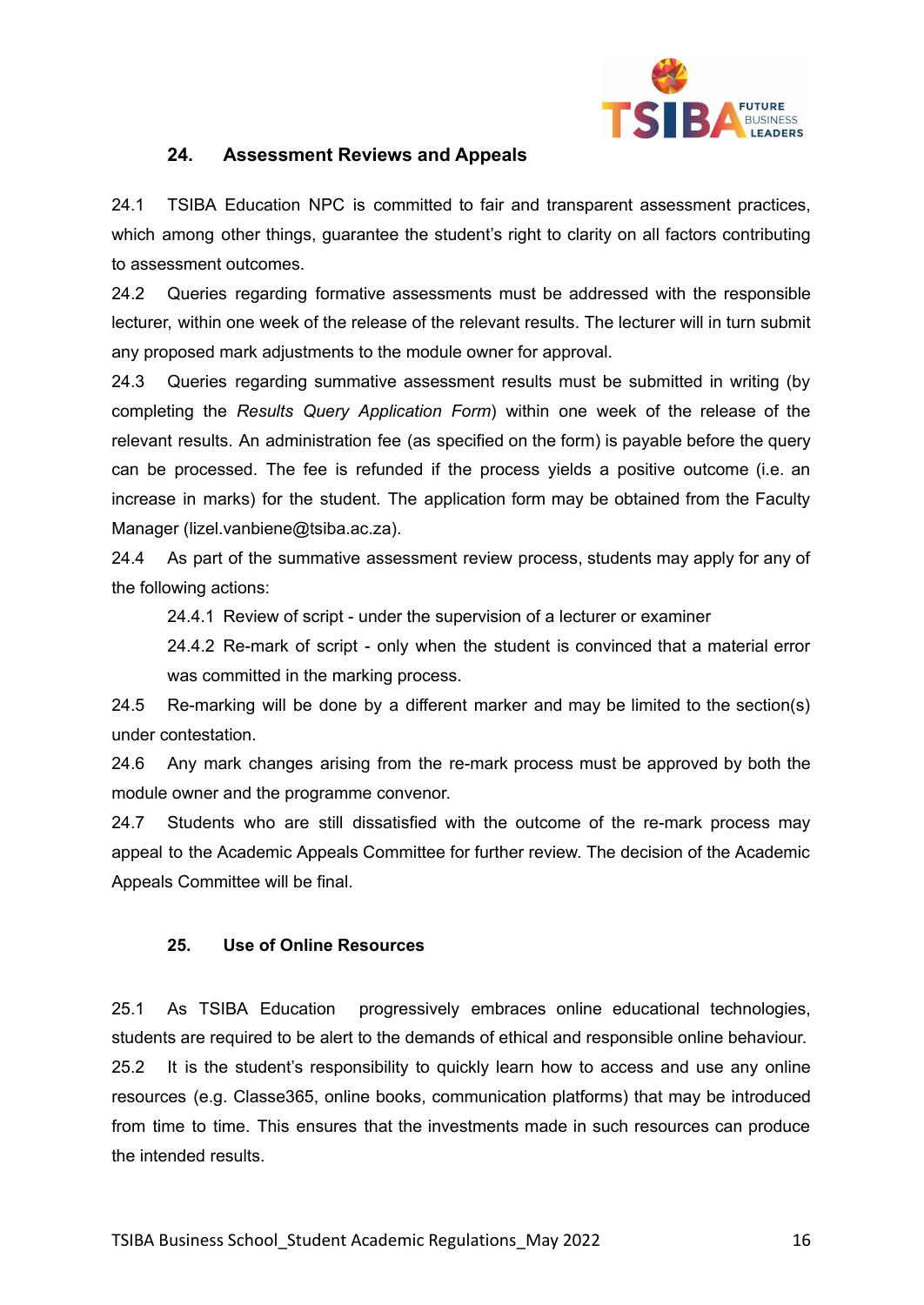## 24. Assessment Reviews and Appeals

24.1 TSIBA Education NPC is committed to fair and transparent assessment practices, which among other things, guarantee the student's right to clarity on all factors contributing to assessment outcomes.

24.2 Queries regarding formative assessments must be addressed with the responsible lecturer, within one week of the release of the relevant results. The lecturer will in turn submit any proposed mark adjustments to the module owner for approval.

24.3 Queries regarding summative assessment results must be submitted in writing (by completing the *Results Query Application Form*) within one week of the release of the relevant results. An administration fee (as specified on the form) is payable before the query can be processed. The fee is refunded if the process yields a positive outcome (i.e. an increase in marks) for the student. The application form may be obtained from the Faculty Manager (lizel.vanbiene@tsiba.ac.za).

24.4 As part of the summative assessment review process, students may apply for any of the following actions:

- 24.4.1 Review of script - under the supervision of a lecturer or examiner
- 24.4.2 Re-mark of script - only when the student is convinced that a material error was committed in the marking process.

24.5 Re-marking will be done by a different marker and may be limited to the section(s) under contestation.

24.6 Any mark changes arising from the re-mark process must be approved by both the module owner and the programme convenor.

24.7 Students who are still dissatisfied with the outcome of the re-mark process may appeal to the Academic Appeals Committee for further review. The decision of the Academic Appeals Committee will be final.

## 25. Use of Online Resources

25.1 As TSIBA Education progressively embraces online educational technologies, students are required to be alert to the demands of ethical and responsible online behaviour.

25.2 It is the student's responsibility to quickly learn how to access and use any online resources (e.g. Classe365, online books, communication platforms) that may be introduced from time to time. This ensures that the investments made in such resources can produce the intended results.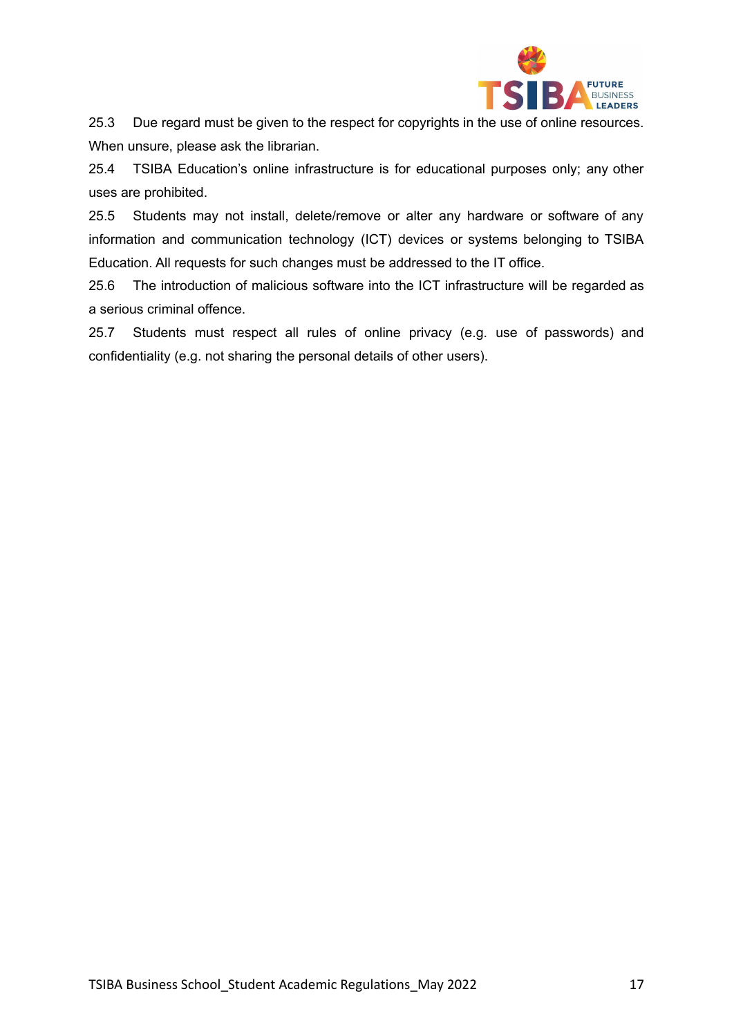25.3 Due regard must be given to the respect for copyrights in the use of online resources. When unsure, please ask the librarian.

25.4 TSIBA Education's online infrastructure is for educational purposes only; any other uses are prohibited.

25.5 Students may not install, delete/remove or alter any hardware or software of any information and communication technology (ICT) devices or systems belonging to TSIBA Education. All requests for such changes must be addressed to the IT office.

25.6 The introduction of malicious software into the ICT infrastructure will be regarded as a serious criminal offence.

25.7 Students must respect all rules of online privacy (e.g. use of passwords) and confidentiality (e.g. not sharing the personal details of other users).